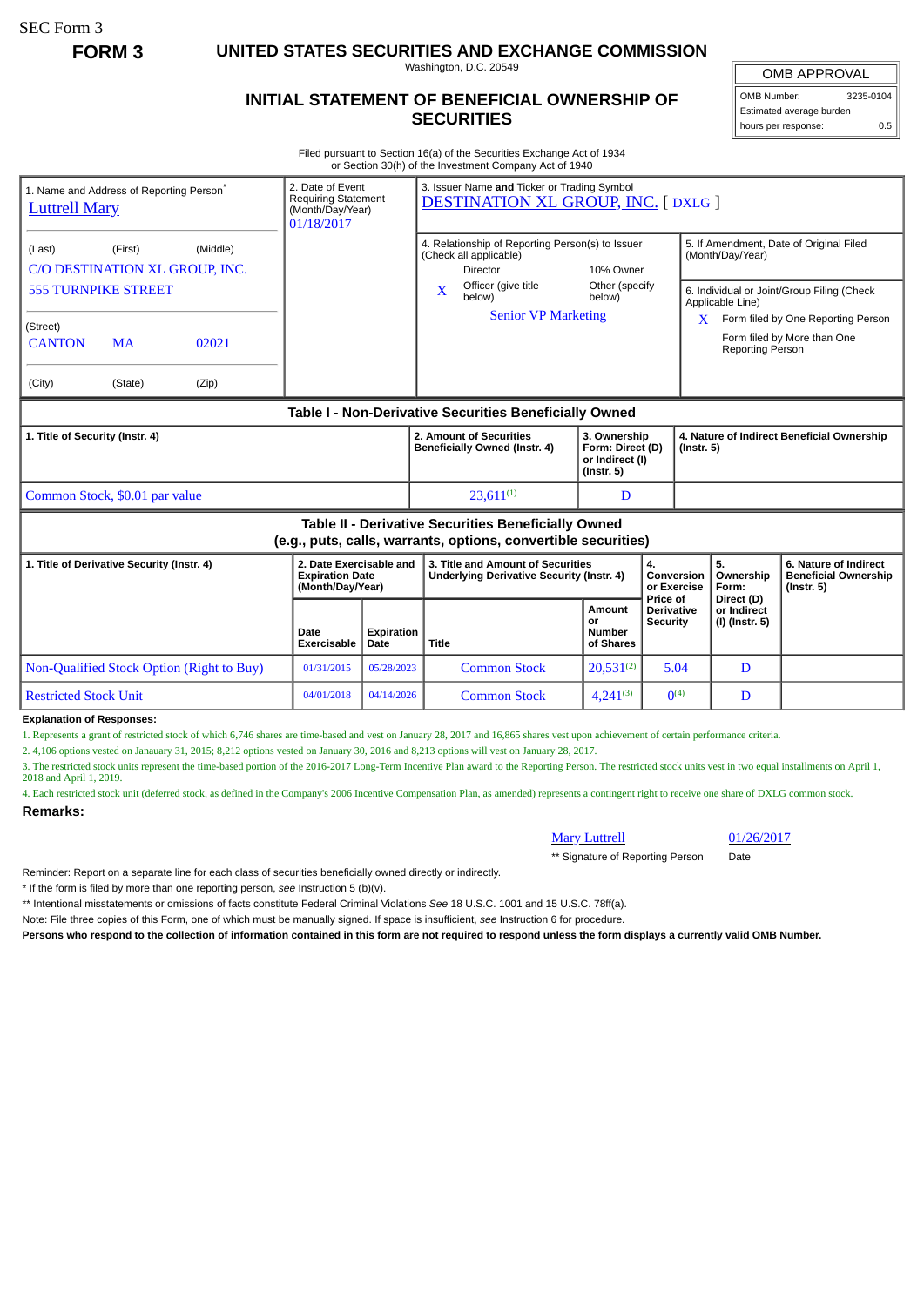SEC Form 3

**FORM 3**

# UNITED STATES SECURITIES AND EXCHANGE COMMISSION

Washington, D.C. 20549

## INITIAL STATEMENT OF BENEFICIAL OWNERSHIP OF SECURITIES

| OMB APPROVAL | |
|---|---|
| OMB Number: | 3235-0104 |
| Estimated average burden | |
| hours per response: | 0.5 |

Filed pursuant to Section 16(a) of the Securities Exchange Act of 1934 or Section 30(h) of the Investment Company Act of 1940

1. Name and Address of Reporting Person*
Luttrell Mary

(Last) (First) (Middle)
C/O DESTINATION XL GROUP, INC.
555 TURNPIKE STREET

(Street)
CANTON MA 02021

(City) (State) (Zip)

2. Date of Event Requiring Statement (Month/Day/Year)
01/18/2017

3. Issuer Name and Ticker or Trading Symbol
DESTINATION XL GROUP, INC. [ DXLG ]

4. Relationship of Reporting Person(s) to Issuer (Check all applicable)
Director
10% Owner
X Officer (give title below)
Other (specify below)
Senior VP Marketing

5. If Amendment, Date of Original Filed (Month/Day/Year)

6. Individual or Joint/Group Filing (Check Applicable Line)
X Form filed by One Reporting Person
Form filed by More than One Reporting Person

### Table I - Non-Derivative Securities Beneficially Owned

| 1. Title of Security (Instr. 4) | 2. Amount of Securities Beneficially Owned (Instr. 4) | 3. Ownership Form: Direct (D) or Indirect (I) (Instr. 5) | 4. Nature of Indirect Beneficial Ownership (Instr. 5) |
|---|---|---|---|
| Common Stock, $0.01 par value | 23,611[(1)] | D | |

### Table II - Derivative Securities Beneficially Owned (e.g., puts, calls, warrants, options, convertible securities)

| 1. Title of Derivative Security (Instr. 4) | 2. Date Exercisable and Expiration Date (Month/Day/Year) | | 3. Title and Amount of Securities Underlying Derivative Security (Instr. 4) | | 4. Conversion or Exercise Price of Derivative Security | 5. Ownership Form: Direct (D) or Indirect (I) (Instr. 5) | 6. Nature of Indirect Beneficial Ownership (Instr. 5) |
|---|---|---|---|---|---|---|---|
| | Date Exercisable | Expiration Date | Title | Amount or Number of Shares | | | |
| Non-Qualified Stock Option (Right to Buy) | 01/31/2015 | 05/28/2023 | Common Stock | 20,531[(2)] | 5.04 | D | |
| Restricted Stock Unit | 04/01/2018 | 04/14/2026 | Common Stock | 4,241[(3)] | 0[(4)] | D | |

**Explanation of Responses:**

1. Represents a grant of restricted stock of which 6,746 shares are time-based and vest on January 28, 2017 and 16,865 shares vest upon achievement of certain performance criteria.
2. 4,106 options vested on Janauary 31, 2015; 8,212 options vested on January 30, 2016 and 8,213 options will vest on January 28, 2017.
3. The restricted stock units represent the time-based portion of the 2016-2017 Long-Term Incentive Plan award to the Reporting Person. The restricted stock units vest in two equal installments on April 1, 2018 and April 1, 2019.
4. Each restricted stock unit (deferred stock, as defined in the Company's 2006 Incentive Compensation Plan, as amended) represents a contingent right to receive one share of DXLG common stock.

**Remarks:**

Mary Luttrell 01/26/2017
** Signature of Reporting Person Date

Reminder: Report on a separate line for each class of securities beneficially owned directly or indirectly.

* If the form is filed by more than one reporting person, *see* Instruction 5 (b)(v).

** Intentional misstatements or omissions of facts constitute Federal Criminal Violations *See* 18 U.S.C. 1001 and 15 U.S.C. 78ff(a).

Note: File three copies of this Form, one of which must be manually signed. If space is insufficient, *see* Instruction 6 for procedure.

**Persons who respond to the collection of information contained in this form are not required to respond unless the form displays a currently valid OMB Number.**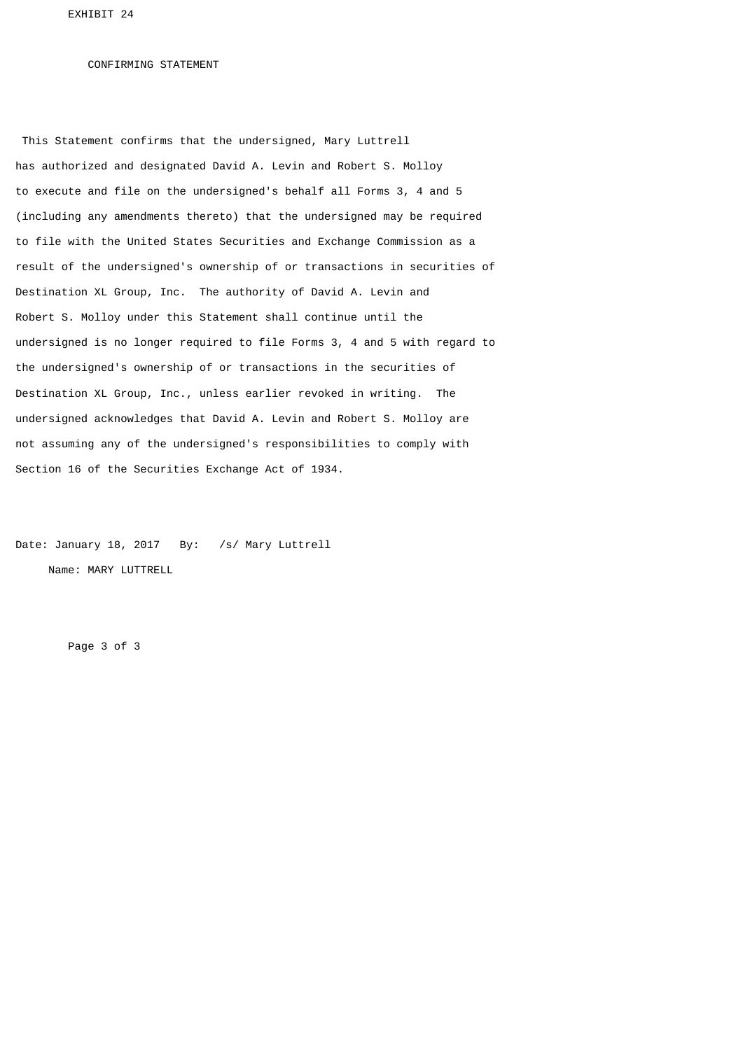EXHIBIT 24

CONFIRMING STATEMENT

This Statement confirms that the undersigned, Mary Luttrell has authorized and designated David A. Levin and Robert S. Molloy to execute and file on the undersigned's behalf all Forms 3, 4 and 5 (including any amendments thereto) that the undersigned may be required to file with the United States Securities and Exchange Commission as a result of the undersigned's ownership of or transactions in securities of Destination XL Group, Inc. The authority of David A. Levin and Robert S. Molloy under this Statement shall continue until the undersigned is no longer required to file Forms 3, 4 and 5 with regard to the undersigned's ownership of or transactions in the securities of Destination XL Group, Inc., unless earlier revoked in writing. The undersigned acknowledges that David A. Levin and Robert S. Molloy are not assuming any of the undersigned's responsibilities to comply with Section 16 of the Securities Exchange Act of 1934.

Date: January 18, 2017 By: /s/ Mary Luttrell

Name: MARY LUTTRELL